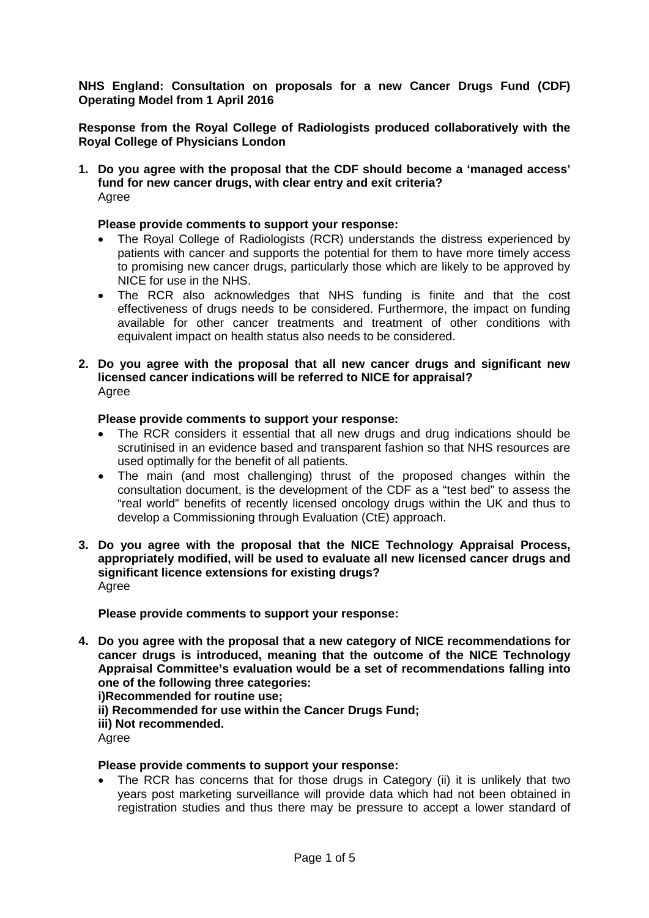**NHS England: Consultation on proposals for a new Cancer Drugs Fund (CDF) Operating Model from 1 April 2016**

**Response from the Royal College of Radiologists produced collaboratively with the Royal College of Physicians London**

1. **Do you agree with the proposal that the CDF should become a 'managed access' fund for new cancer drugs, with clear entry and exit criteria?**
   Agree

   **Please provide comments to support your response:**
   - The Royal College of Radiologists (RCR) understands the distress experienced by patients with cancer and supports the potential for them to have more timely access to promising new cancer drugs, particularly those which are likely to be approved by NICE for use in the NHS.
   - The RCR also acknowledges that NHS funding is finite and that the cost effectiveness of drugs needs to be considered. Furthermore, the impact on funding available for other cancer treatments and treatment of other conditions with equivalent impact on health status also needs to be considered.

2. **Do you agree with the proposal that all new cancer drugs and significant new licensed cancer indications will be referred to NICE for appraisal?**
   Agree

   **Please provide comments to support your response:**
   - The RCR considers it essential that all new drugs and drug indications should be scrutinised in an evidence based and transparent fashion so that NHS resources are used optimally for the benefit of all patients.
   - The main (and most challenging) thrust of the proposed changes within the consultation document, is the development of the CDF as a "test bed" to assess the "real world" benefits of recently licensed oncology drugs within the UK and thus to develop a Commissioning through Evaluation (CtE) approach.

3. **Do you agree with the proposal that the NICE Technology Appraisal Process, appropriately modified, will be used to evaluate all new licensed cancer drugs and significant licence extensions for existing drugs?**
   Agree

   **Please provide comments to support your response:**

4. **Do you agree with the proposal that a new category of NICE recommendations for cancer drugs is introduced, meaning that the outcome of the NICE Technology Appraisal Committee's evaluation would be a set of recommendations falling into one of the following three categories:**
   **i)Recommended for routine use;**
   **ii) Recommended for use within the Cancer Drugs Fund;**
   **iii) Not recommended.**
   Agree

   **Please provide comments to support your response:**
   - The RCR has concerns that for those drugs in Category (ii) it is unlikely that two years post marketing surveillance will provide data which had not been obtained in registration studies and thus there may be pressure to accept a lower standard of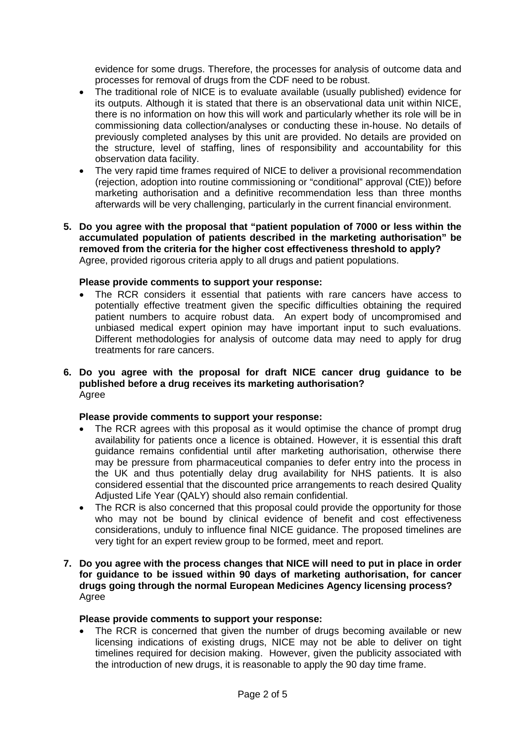evidence for some drugs. Therefore, the processes for analysis of outcome data and processes for removal of drugs from the CDF need to be robust.

- The traditional role of NICE is to evaluate available (usually published) evidence for its outputs. Although it is stated that there is an observational data unit within NICE, there is no information on how this will work and particularly whether its role will be in commissioning data collection/analyses or conducting these in-house. No details of previously completed analyses by this unit are provided. No details are provided on the structure, level of staffing, lines of responsibility and accountability for this observation data facility.
- The very rapid time frames required of NICE to deliver a provisional recommendation (rejection, adoption into routine commissioning or "conditional" approval (CtE)) before marketing authorisation and a definitive recommendation less than three months afterwards will be very challenging, particularly in the current financial environment.

**5. Do you agree with the proposal that "patient population of 7000 or less within the accumulated population of patients described in the marketing authorisation" be removed from the criteria for the higher cost effectiveness threshold to apply?**
Agree, provided rigorous criteria apply to all drugs and patient populations.

**Please provide comments to support your response:**

- The RCR considers it essential that patients with rare cancers have access to potentially effective treatment given the specific difficulties obtaining the required patient numbers to acquire robust data. An expert body of uncompromised and unbiased medical expert opinion may have important input to such evaluations. Different methodologies for analysis of outcome data may need to apply for drug treatments for rare cancers.

**6. Do you agree with the proposal for draft NICE cancer drug guidance to be published before a drug receives its marketing authorisation?**
Agree

**Please provide comments to support your response:**

- The RCR agrees with this proposal as it would optimise the chance of prompt drug availability for patients once a licence is obtained. However, it is essential this draft guidance remains confidential until after marketing authorisation, otherwise there may be pressure from pharmaceutical companies to defer entry into the process in the UK and thus potentially delay drug availability for NHS patients. It is also considered essential that the discounted price arrangements to reach desired Quality Adjusted Life Year (QALY) should also remain confidential.
- The RCR is also concerned that this proposal could provide the opportunity for those who may not be bound by clinical evidence of benefit and cost effectiveness considerations, unduly to influence final NICE guidance. The proposed timelines are very tight for an expert review group to be formed, meet and report.

**7. Do you agree with the process changes that NICE will need to put in place in order for guidance to be issued within 90 days of marketing authorisation, for cancer drugs going through the normal European Medicines Agency licensing process?**
Agree

**Please provide comments to support your response:**

- The RCR is concerned that given the number of drugs becoming available or new licensing indications of existing drugs, NICE may not be able to deliver on tight timelines required for decision making. However, given the publicity associated with the introduction of new drugs, it is reasonable to apply the 90 day time frame.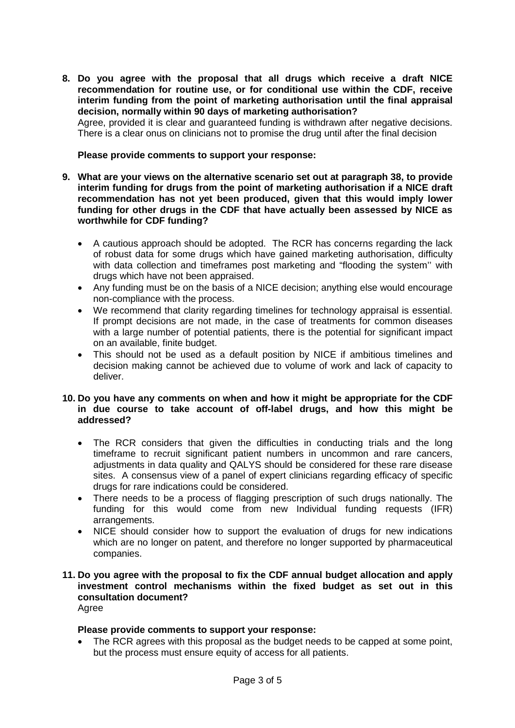8. **Do you agree with the proposal that all drugs which receive a draft NICE recommendation for routine use, or for conditional use within the CDF, receive interim funding from the point of marketing authorisation until the final appraisal decision, normally within 90 days of marketing authorisation?**
   Agree, provided it is clear and guaranteed funding is withdrawn after negative decisions. There is a clear onus on clinicians not to promise the drug until after the final decision

   **Please provide comments to support your response:**

9. **What are your views on the alternative scenario set out at paragraph 38, to provide interim funding for drugs from the point of marketing authorisation if a NICE draft recommendation has not yet been produced, given that this would imply lower funding for other drugs in the CDF that have actually been assessed by NICE as worthwhile for CDF funding?**

   - A cautious approach should be adopted. The RCR has concerns regarding the lack of robust data for some drugs which have gained marketing authorisation, difficulty with data collection and timeframes post marketing and "flooding the system'' with drugs which have not been appraised.
   - Any funding must be on the basis of a NICE decision; anything else would encourage non-compliance with the process.
   - We recommend that clarity regarding timelines for technology appraisal is essential. If prompt decisions are not made, in the case of treatments for common diseases with a large number of potential patients, there is the potential for significant impact on an available, finite budget.
   - This should not be used as a default position by NICE if ambitious timelines and decision making cannot be achieved due to volume of work and lack of capacity to deliver.

10. **Do you have any comments on when and how it might be appropriate for the CDF in due course to take account of off-label drugs, and how this might be addressed?**

    - The RCR considers that given the difficulties in conducting trials and the long timeframe to recruit significant patient numbers in uncommon and rare cancers, adjustments in data quality and QALYS should be considered for these rare disease sites. A consensus view of a panel of expert clinicians regarding efficacy of specific drugs for rare indications could be considered.
    - There needs to be a process of flagging prescription of such drugs nationally. The funding for this would come from new Individual funding requests (IFR) arrangements.
    - NICE should consider how to support the evaluation of drugs for new indications which are no longer on patent, and therefore no longer supported by pharmaceutical companies.

11. **Do you agree with the proposal to fix the CDF annual budget allocation and apply investment control mechanisms within the fixed budget as set out in this consultation document?**
    Agree

    **Please provide comments to support your response:**

    - The RCR agrees with this proposal as the budget needs to be capped at some point, but the process must ensure equity of access for all patients.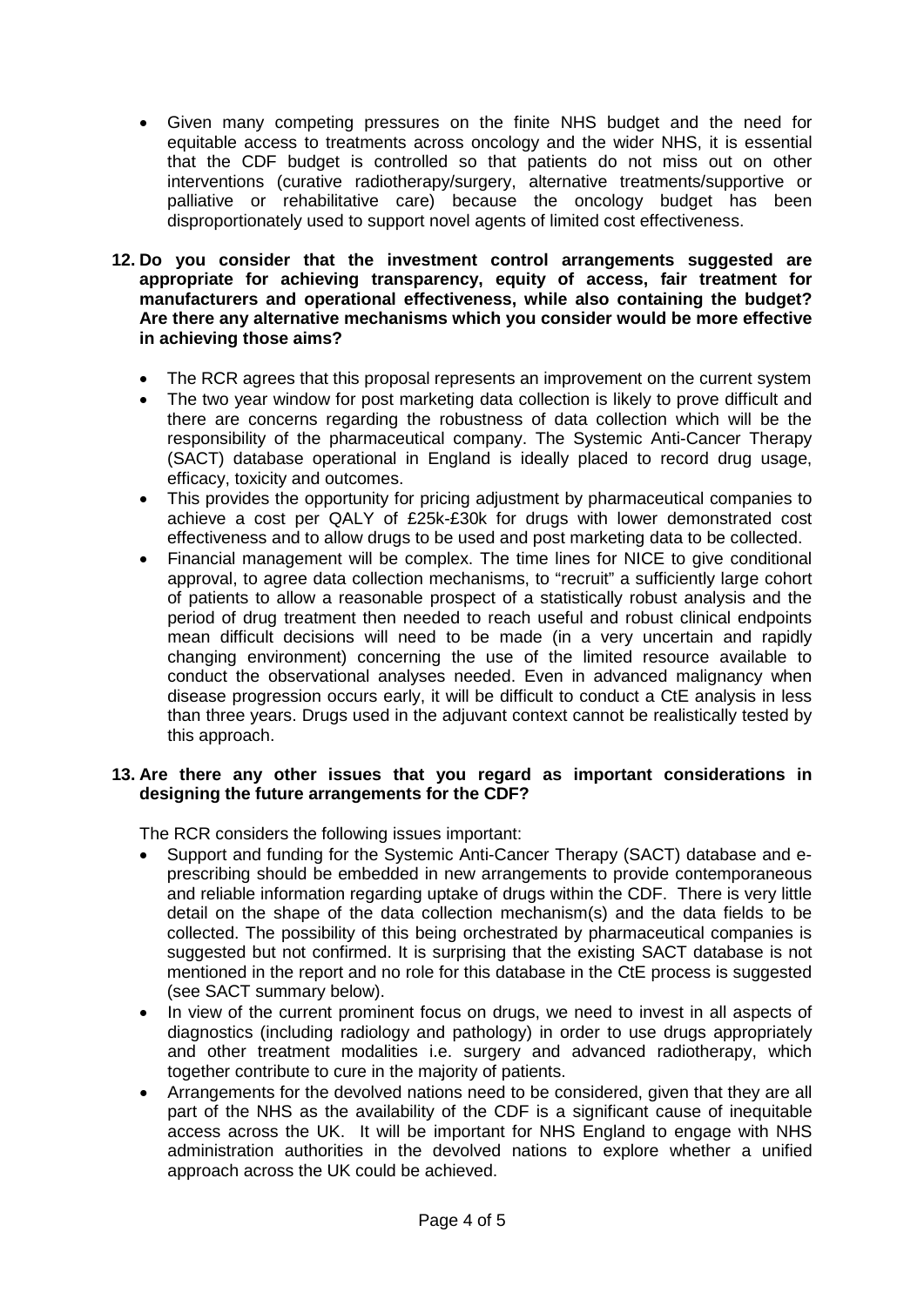- Given many competing pressures on the finite NHS budget and the need for equitable access to treatments across oncology and the wider NHS, it is essential that the CDF budget is controlled so that patients do not miss out on other interventions (curative radiotherapy/surgery, alternative treatments/supportive or palliative or rehabilitative care) because the oncology budget has been disproportionately used to support novel agents of limited cost effectiveness.

**12. Do you consider that the investment control arrangements suggested are appropriate for achieving transparency, equity of access, fair treatment for manufacturers and operational effectiveness, while also containing the budget? Are there any alternative mechanisms which you consider would be more effective in achieving those aims?**

- The RCR agrees that this proposal represents an improvement on the current system
- The two year window for post marketing data collection is likely to prove difficult and there are concerns regarding the robustness of data collection which will be the responsibility of the pharmaceutical company. The Systemic Anti-Cancer Therapy (SACT) database operational in England is ideally placed to record drug usage, efficacy, toxicity and outcomes.
- This provides the opportunity for pricing adjustment by pharmaceutical companies to achieve a cost per QALY of £25k-£30k for drugs with lower demonstrated cost effectiveness and to allow drugs to be used and post marketing data to be collected.
- Financial management will be complex. The time lines for NICE to give conditional approval, to agree data collection mechanisms, to "recruit" a sufficiently large cohort of patients to allow a reasonable prospect of a statistically robust analysis and the period of drug treatment then needed to reach useful and robust clinical endpoints mean difficult decisions will need to be made (in a very uncertain and rapidly changing environment) concerning the use of the limited resource available to conduct the observational analyses needed. Even in advanced malignancy when disease progression occurs early, it will be difficult to conduct a CtE analysis in less than three years. Drugs used in the adjuvant context cannot be realistically tested by this approach.

**13. Are there any other issues that you regard as important considerations in designing the future arrangements for the CDF?**

The RCR considers the following issues important:

- Support and funding for the Systemic Anti-Cancer Therapy (SACT) database and e-prescribing should be embedded in new arrangements to provide contemporaneous and reliable information regarding uptake of drugs within the CDF. There is very little detail on the shape of the data collection mechanism(s) and the data fields to be collected. The possibility of this being orchestrated by pharmaceutical companies is suggested but not confirmed. It is surprising that the existing SACT database is not mentioned in the report and no role for this database in the CtE process is suggested (see SACT summary below).
- In view of the current prominent focus on drugs, we need to invest in all aspects of diagnostics (including radiology and pathology) in order to use drugs appropriately and other treatment modalities i.e. surgery and advanced radiotherapy, which together contribute to cure in the majority of patients.
- Arrangements for the devolved nations need to be considered, given that they are all part of the NHS as the availability of the CDF is a significant cause of inequitable access across the UK. It will be important for NHS England to engage with NHS administration authorities in the devolved nations to explore whether a unified approach across the UK could be achieved.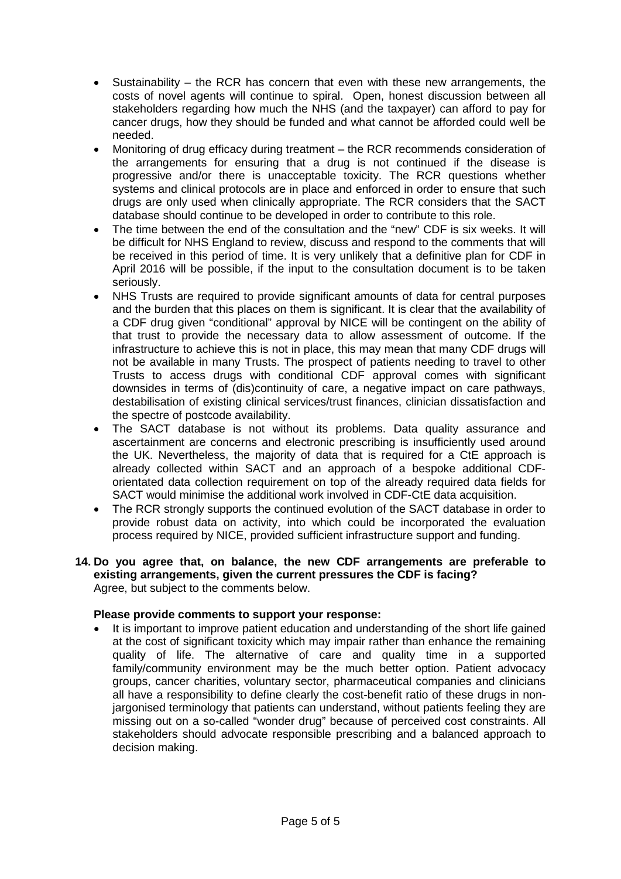- Sustainability – the RCR has concern that even with these new arrangements, the costs of novel agents will continue to spiral. Open, honest discussion between all stakeholders regarding how much the NHS (and the taxpayer) can afford to pay for cancer drugs, how they should be funded and what cannot be afforded could well be needed.
- Monitoring of drug efficacy during treatment – the RCR recommends consideration of the arrangements for ensuring that a drug is not continued if the disease is progressive and/or there is unacceptable toxicity. The RCR questions whether systems and clinical protocols are in place and enforced in order to ensure that such drugs are only used when clinically appropriate. The RCR considers that the SACT database should continue to be developed in order to contribute to this role.
- The time between the end of the consultation and the "new" CDF is six weeks. It will be difficult for NHS England to review, discuss and respond to the comments that will be received in this period of time. It is very unlikely that a definitive plan for CDF in April 2016 will be possible, if the input to the consultation document is to be taken seriously.
- NHS Trusts are required to provide significant amounts of data for central purposes and the burden that this places on them is significant. It is clear that the availability of a CDF drug given "conditional" approval by NICE will be contingent on the ability of that trust to provide the necessary data to allow assessment of outcome. If the infrastructure to achieve this is not in place, this may mean that many CDF drugs will not be available in many Trusts. The prospect of patients needing to travel to other Trusts to access drugs with conditional CDF approval comes with significant downsides in terms of (dis)continuity of care, a negative impact on care pathways, destabilisation of existing clinical services/trust finances, clinician dissatisfaction and the spectre of postcode availability.
- The SACT database is not without its problems. Data quality assurance and ascertainment are concerns and electronic prescribing is insufficiently used around the UK. Nevertheless, the majority of data that is required for a CtE approach is already collected within SACT and an approach of a bespoke additional CDF-orientated data collection requirement on top of the already required data fields for SACT would minimise the additional work involved in CDF-CtE data acquisition.
- The RCR strongly supports the continued evolution of the SACT database in order to provide robust data on activity, into which could be incorporated the evaluation process required by NICE, provided sufficient infrastructure support and funding.

**14. Do you agree that, on balance, the new CDF arrangements are preferable to existing arrangements, given the current pressures the CDF is facing?**

Agree, but subject to the comments below.

**Please provide comments to support your response:**

- It is important to improve patient education and understanding of the short life gained at the cost of significant toxicity which may impair rather than enhance the remaining quality of life. The alternative of care and quality time in a supported family/community environment may be the much better option. Patient advocacy groups, cancer charities, voluntary sector, pharmaceutical companies and clinicians all have a responsibility to define clearly the cost-benefit ratio of these drugs in non-jargonised terminology that patients can understand, without patients feeling they are missing out on a so-called "wonder drug" because of perceived cost constraints. All stakeholders should advocate responsible prescribing and a balanced approach to decision making.